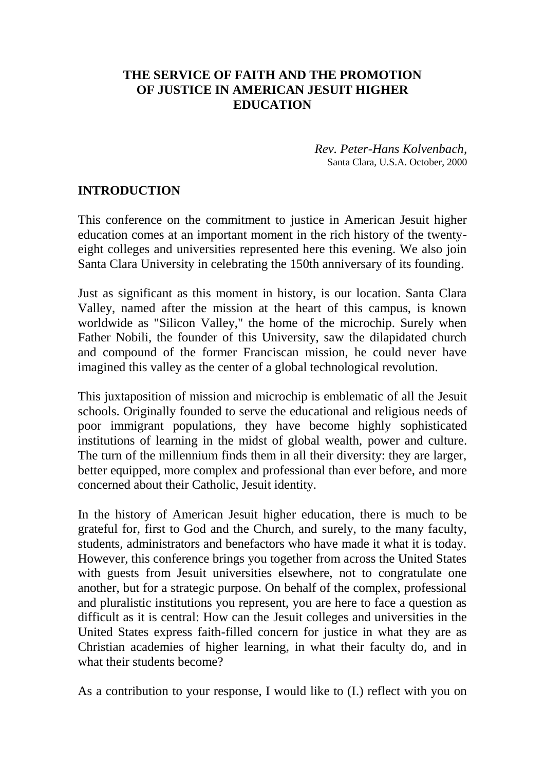# THE SERVICE OF FAITH AND THE PROMOTION OF JUSTICE IN AMERICAN JESUIT HIGHER EDUCATION

*Rev. Peter-Hans Kolvenbach,*
Santa Clara, U.S.A. October, 2000

## INTRODUCTION

This conference on the commitment to justice in American Jesuit higher education comes at an important moment in the rich history of the twenty-eight colleges and universities represented here this evening. We also join Santa Clara University in celebrating the 150th anniversary of its founding.

Just as significant as this moment in history, is our location. Santa Clara Valley, named after the mission at the heart of this campus, is known worldwide as "Silicon Valley," the home of the microchip. Surely when Father Nobili, the founder of this University, saw the dilapidated church and compound of the former Franciscan mission, he could never have imagined this valley as the center of a global technological revolution.

This juxtaposition of mission and microchip is emblematic of all the Jesuit schools. Originally founded to serve the educational and religious needs of poor immigrant populations, they have become highly sophisticated institutions of learning in the midst of global wealth, power and culture. The turn of the millennium finds them in all their diversity: they are larger, better equipped, more complex and professional than ever before, and more concerned about their Catholic, Jesuit identity.

In the history of American Jesuit higher education, there is much to be grateful for, first to God and the Church, and surely, to the many faculty, students, administrators and benefactors who have made it what it is today. However, this conference brings you together from across the United States with guests from Jesuit universities elsewhere, not to congratulate one another, but for a strategic purpose. On behalf of the complex, professional and pluralistic institutions you represent, you are here to face a question as difficult as it is central: How can the Jesuit colleges and universities in the United States express faith-filled concern for justice in what they are as Christian academies of higher learning, in what their faculty do, and in what their students become?

As a contribution to your response, I would like to (I.) reflect with you on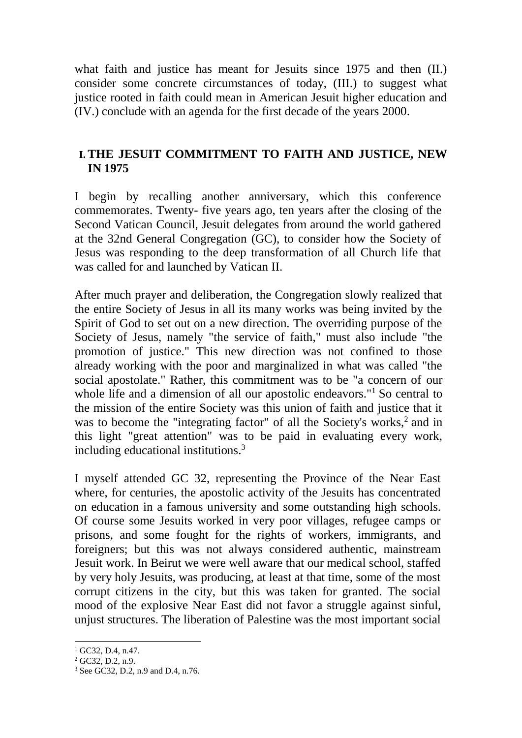what faith and justice has meant for Jesuits since 1975 and then (II.) consider some concrete circumstances of today, (III.) to suggest what justice rooted in faith could mean in American Jesuit higher education and (IV.) conclude with an agenda for the first decade of the years 2000.

## I. THE JESUIT COMMITMENT TO FAITH AND JUSTICE, NEW IN 1975

I begin by recalling another anniversary, which this conference commemorates. Twenty- five years ago, ten years after the closing of the Second Vatican Council, Jesuit delegates from around the world gathered at the 32nd General Congregation (GC), to consider how the Society of Jesus was responding to the deep transformation of all Church life that was called for and launched by Vatican II.

After much prayer and deliberation, the Congregation slowly realized that the entire Society of Jesus in all its many works was being invited by the Spirit of God to set out on a new direction. The overriding purpose of the Society of Jesus, namely "the service of faith," must also include "the promotion of justice." This new direction was not confined to those already working with the poor and marginalized in what was called "the social apostolate." Rather, this commitment was to be "a concern of our whole life and a dimension of all our apostolic endeavors."[1] So central to the mission of the entire Society was this union of faith and justice that it was to become the "integrating factor" of all the Society's works,[2] and in this light "great attention" was to be paid in evaluating every work, including educational institutions.[3]

I myself attended GC 32, representing the Province of the Near East where, for centuries, the apostolic activity of the Jesuits has concentrated on education in a famous university and some outstanding high schools. Of course some Jesuits worked in very poor villages, refugee camps or prisons, and some fought for the rights of workers, immigrants, and foreigners; but this was not always considered authentic, mainstream Jesuit work. In Beirut we were well aware that our medical school, staffed by very holy Jesuits, was producing, at least at that time, some of the most corrupt citizens in the city, but this was taken for granted. The social mood of the explosive Near East did not favor a struggle against sinful, unjust structures. The liberation of Palestine was the most important social

[1] GC32, D.4, n.47.

[2] GC32, D.2, n.9.

[3] See GC32, D.2, n.9 and D.4, n.76.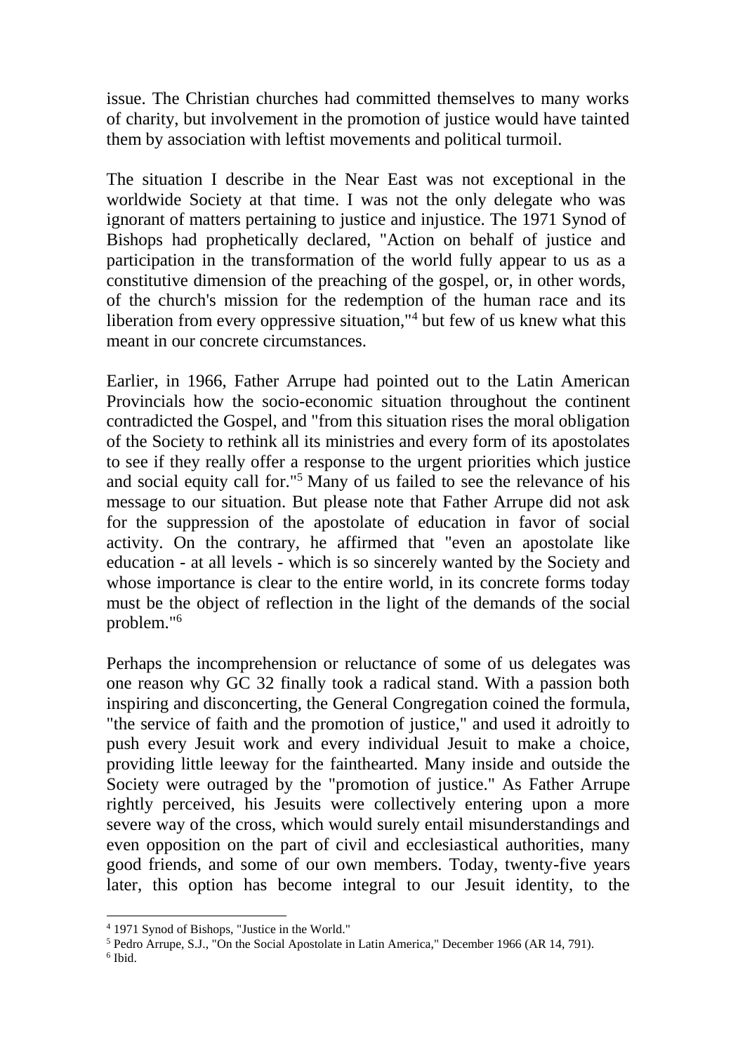issue. The Christian churches had committed themselves to many works of charity, but involvement in the promotion of justice would have tainted them by association with leftist movements and political turmoil.

The situation I describe in the Near East was not exceptional in the worldwide Society at that time. I was not the only delegate who was ignorant of matters pertaining to justice and injustice. The 1971 Synod of Bishops had prophetically declared, "Action on behalf of justice and participation in the transformation of the world fully appear to us as a constitutive dimension of the preaching of the gospel, or, in other words, of the church's mission for the redemption of the human race and its liberation from every oppressive situation,"[4] but few of us knew what this meant in our concrete circumstances.

Earlier, in 1966, Father Arrupe had pointed out to the Latin American Provincials how the socio-economic situation throughout the continent contradicted the Gospel, and "from this situation rises the moral obligation of the Society to rethink all its ministries and every form of its apostolates to see if they really offer a response to the urgent priorities which justice and social equity call for."[5] Many of us failed to see the relevance of his message to our situation. But please note that Father Arrupe did not ask for the suppression of the apostolate of education in favor of social activity. On the contrary, he affirmed that "even an apostolate like education - at all levels - which is so sincerely wanted by the Society and whose importance is clear to the entire world, in its concrete forms today must be the object of reflection in the light of the demands of the social problem."[6]

Perhaps the incomprehension or reluctance of some of us delegates was one reason why GC 32 finally took a radical stand. With a passion both inspiring and disconcerting, the General Congregation coined the formula, "the service of faith and the promotion of justice," and used it adroitly to push every Jesuit work and every individual Jesuit to make a choice, providing little leeway for the fainthearted. Many inside and outside the Society were outraged by the "promotion of justice." As Father Arrupe rightly perceived, his Jesuits were collectively entering upon a more severe way of the cross, which would surely entail misunderstandings and even opposition on the part of civil and ecclesiastical authorities, many good friends, and some of our own members. Today, twenty-five years later, this option has become integral to our Jesuit identity, to the

---

[4] 1971 Synod of Bishops, "Justice in the World."

[5] Pedro Arrupe, S.J., "On the Social Apostolate in Latin America," December 1966 (AR 14, 791).

[6] Ibid.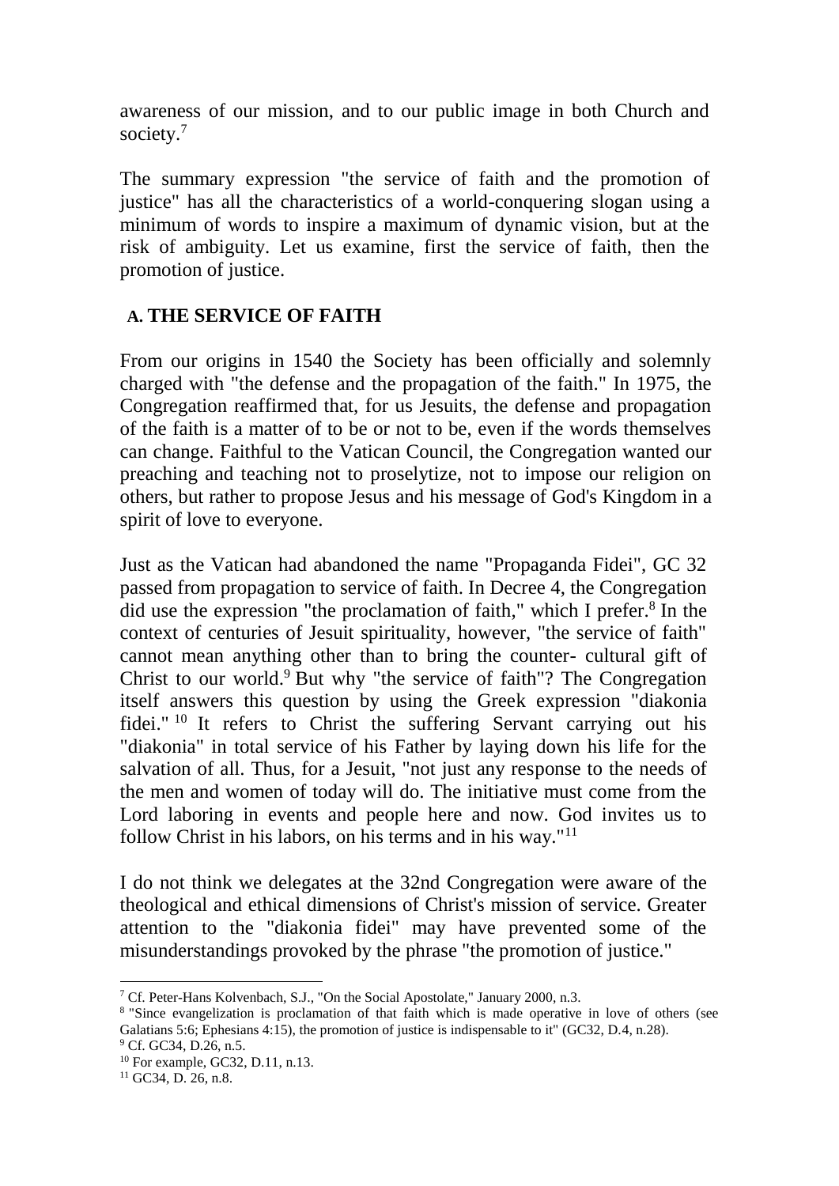awareness of our mission, and to our public image in both Church and society.[7]

The summary expression "the service of faith and the promotion of justice" has all the characteristics of a world-conquering slogan using a minimum of words to inspire a maximum of dynamic vision, but at the risk of ambiguity. Let us examine, first the service of faith, then the promotion of justice.

## A. THE SERVICE OF FAITH

From our origins in 1540 the Society has been officially and solemnly charged with "the defense and the propagation of the faith." In 1975, the Congregation reaffirmed that, for us Jesuits, the defense and propagation of the faith is a matter of to be or not to be, even if the words themselves can change. Faithful to the Vatican Council, the Congregation wanted our preaching and teaching not to proselytize, not to impose our religion on others, but rather to propose Jesus and his message of God's Kingdom in a spirit of love to everyone.

Just as the Vatican had abandoned the name "Propaganda Fidei", GC 32 passed from propagation to service of faith. In Decree 4, the Congregation did use the expression "the proclamation of faith," which I prefer.[8] In the context of centuries of Jesuit spirituality, however, "the service of faith" cannot mean anything other than to bring the counter- cultural gift of Christ to our world.[9] But why "the service of faith"? The Congregation itself answers this question by using the Greek expression "diakonia fidei."[10] It refers to Christ the suffering Servant carrying out his "diakonia" in total service of his Father by laying down his life for the salvation of all. Thus, for a Jesuit, "not just any response to the needs of the men and women of today will do. The initiative must come from the Lord laboring in events and people here and now. God invites us to follow Christ in his labors, on his terms and in his way."[11]

I do not think we delegates at the 32nd Congregation were aware of the theological and ethical dimensions of Christ's mission of service. Greater attention to the "diakonia fidei" may have prevented some of the misunderstandings provoked by the phrase "the promotion of justice."

---

[7] Cf. Peter-Hans Kolvenbach, S.J., "On the Social Apostolate," January 2000, n.3.

[8] "Since evangelization is proclamation of that faith which is made operative in love of others (see Galatians 5:6; Ephesians 4:15), the promotion of justice is indispensable to it" (GC32, D.4, n.28).

[9] Cf. GC34, D.26, n.5.

[10] For example, GC32, D.11, n.13.

[11] GC34, D. 26, n.8.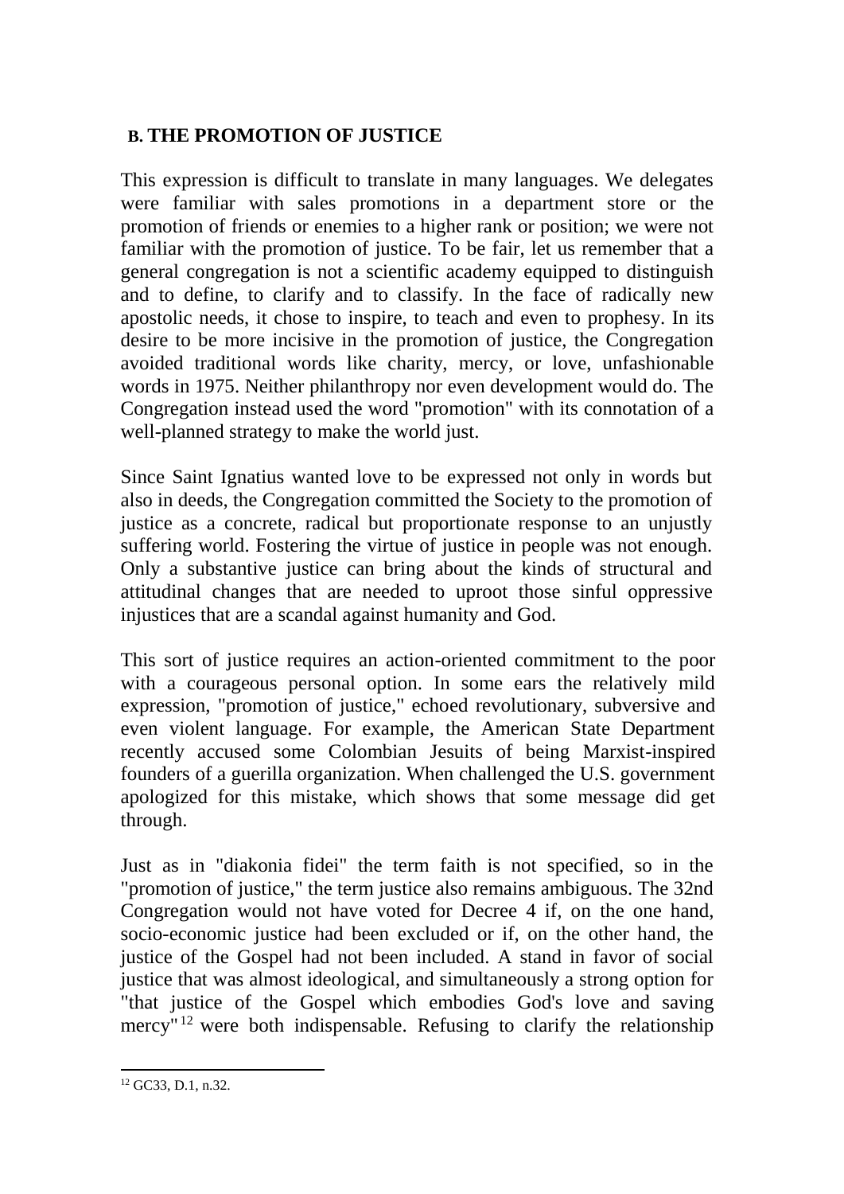## B. THE PROMOTION OF JUSTICE

This expression is difficult to translate in many languages. We delegates were familiar with sales promotions in a department store or the promotion of friends or enemies to a higher rank or position; we were not familiar with the promotion of justice. To be fair, let us remember that a general congregation is not a scientific academy equipped to distinguish and to define, to clarify and to classify. In the face of radically new apostolic needs, it chose to inspire, to teach and even to prophesy. In its desire to be more incisive in the promotion of justice, the Congregation avoided traditional words like charity, mercy, or love, unfashionable words in 1975. Neither philanthropy nor even development would do. The Congregation instead used the word "promotion" with its connotation of a well-planned strategy to make the world just.

Since Saint Ignatius wanted love to be expressed not only in words but also in deeds, the Congregation committed the Society to the promotion of justice as a concrete, radical but proportionate response to an unjustly suffering world. Fostering the virtue of justice in people was not enough. Only a substantive justice can bring about the kinds of structural and attitudinal changes that are needed to uproot those sinful oppressive injustices that are a scandal against humanity and God.

This sort of justice requires an action-oriented commitment to the poor with a courageous personal option. In some ears the relatively mild expression, "promotion of justice," echoed revolutionary, subversive and even violent language. For example, the American State Department recently accused some Colombian Jesuits of being Marxist-inspired founders of a guerilla organization. When challenged the U.S. government apologized for this mistake, which shows that some message did get through.

Just as in "diakonia fidei" the term faith is not specified, so in the "promotion of justice," the term justice also remains ambiguous. The 32nd Congregation would not have voted for Decree 4 if, on the one hand, socio-economic justice had been excluded or if, on the other hand, the justice of the Gospel had not been included. A stand in favor of social justice that was almost ideological, and simultaneously a strong option for "that justice of the Gospel which embodies God's love and saving mercy"[12] were both indispensable. Refusing to clarify the relationship

[12] GC33, D.1, n.32.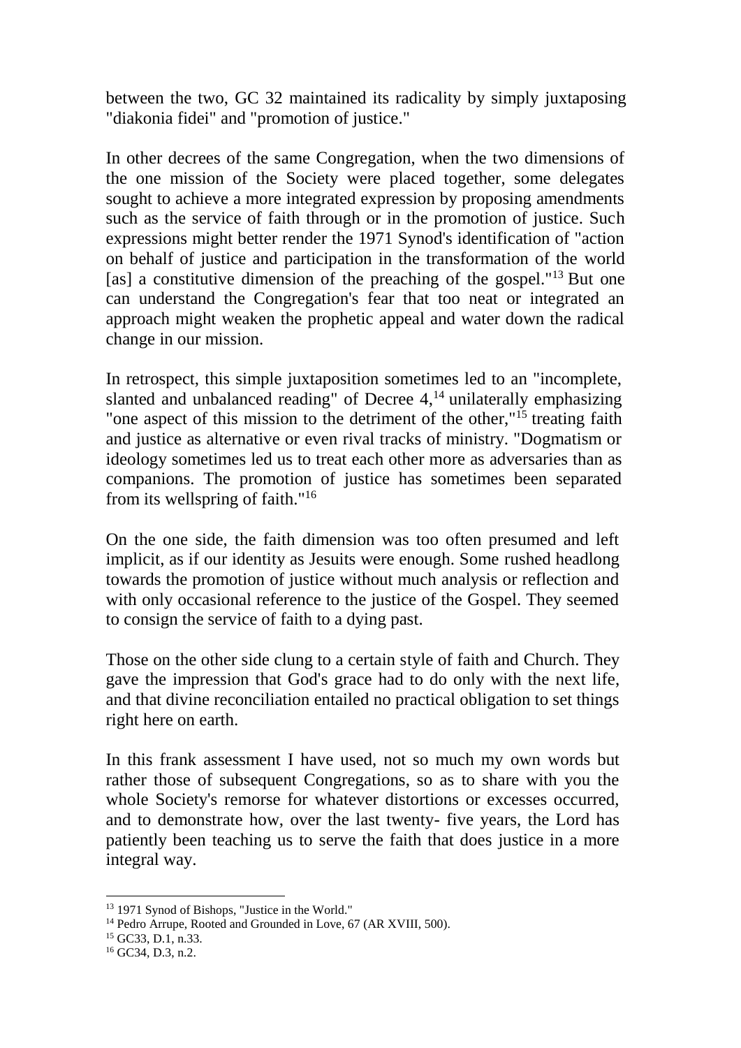between the two, GC 32 maintained its radicality by simply juxtaposing "diakonia fidei" and "promotion of justice."

In other decrees of the same Congregation, when the two dimensions of the one mission of the Society were placed together, some delegates sought to achieve a more integrated expression by proposing amendments such as the service of faith through or in the promotion of justice. Such expressions might better render the 1971 Synod's identification of "action on behalf of justice and participation in the transformation of the world [as] a constitutive dimension of the preaching of the gospel."[13] But one can understand the Congregation's fear that too neat or integrated an approach might weaken the prophetic appeal and water down the radical change in our mission.

In retrospect, this simple juxtaposition sometimes led to an "incomplete, slanted and unbalanced reading" of Decree 4,[14] unilaterally emphasizing "one aspect of this mission to the detriment of the other,"[15] treating faith and justice as alternative or even rival tracks of ministry. "Dogmatism or ideology sometimes led us to treat each other more as adversaries than as companions. The promotion of justice has sometimes been separated from its wellspring of faith."[16]

On the one side, the faith dimension was too often presumed and left implicit, as if our identity as Jesuits were enough. Some rushed headlong towards the promotion of justice without much analysis or reflection and with only occasional reference to the justice of the Gospel. They seemed to consign the service of faith to a dying past.

Those on the other side clung to a certain style of faith and Church. They gave the impression that God's grace had to do only with the next life, and that divine reconciliation entailed no practical obligation to set things right here on earth.

In this frank assessment I have used, not so much my own words but rather those of subsequent Congregations, so as to share with you the whole Society's remorse for whatever distortions or excesses occurred, and to demonstrate how, over the last twenty- five years, the Lord has patiently been teaching us to serve the faith that does justice in a more integral way.

---

[13] 1971 Synod of Bishops, "Justice in the World."

[14] Pedro Arrupe, Rooted and Grounded in Love, 67 (AR XVIII, 500).

[15] GC33, D.1, n.33.

[16] GC34, D.3, n.2.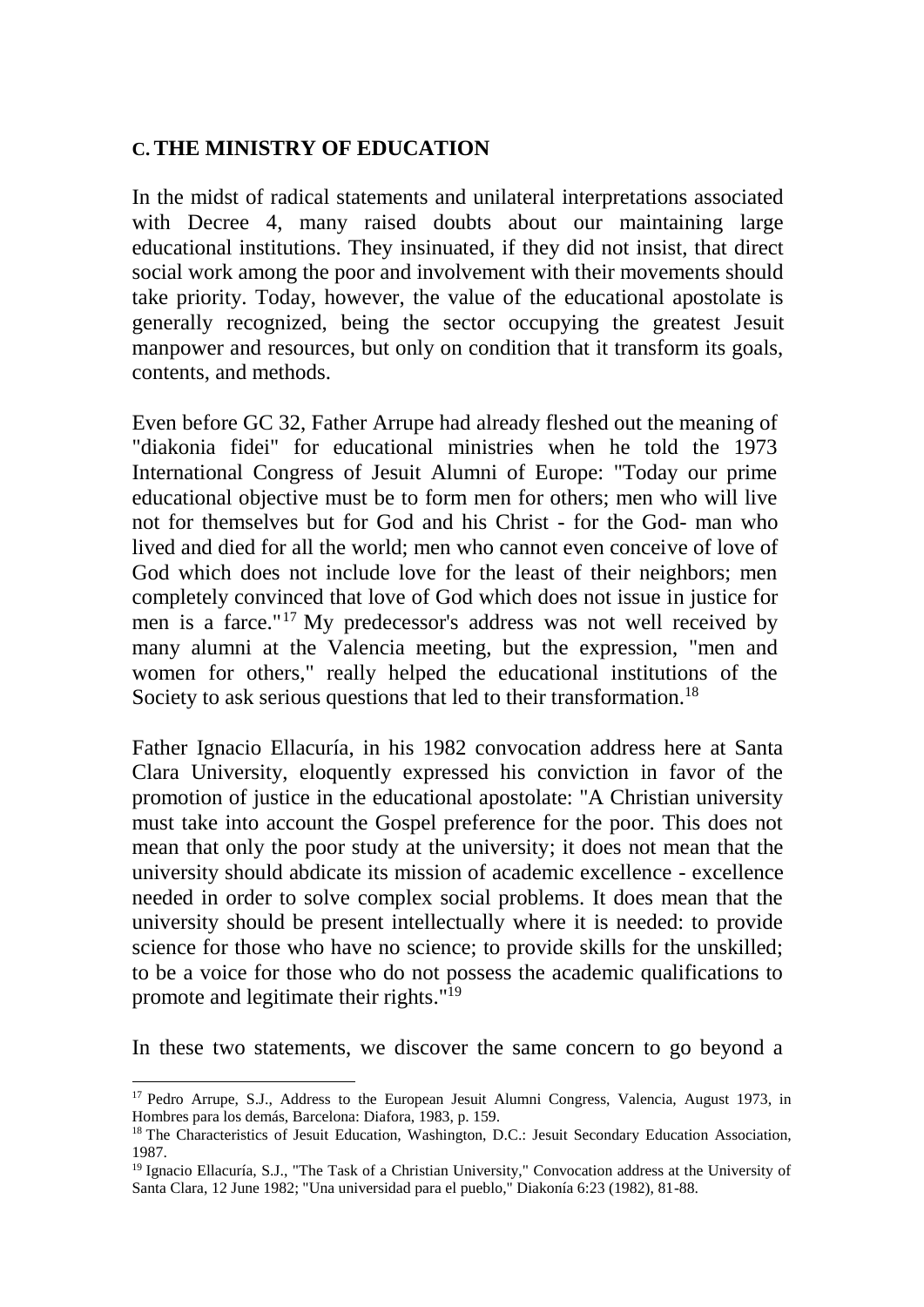### C. THE MINISTRY OF EDUCATION

In the midst of radical statements and unilateral interpretations associated with Decree 4, many raised doubts about our maintaining large educational institutions. They insinuated, if they did not insist, that direct social work among the poor and involvement with their movements should take priority. Today, however, the value of the educational apostolate is generally recognized, being the sector occupying the greatest Jesuit manpower and resources, but only on condition that it transform its goals, contents, and methods.

Even before GC 32, Father Arrupe had already fleshed out the meaning of "diakonia fidei" for educational ministries when he told the 1973 International Congress of Jesuit Alumni of Europe: "Today our prime educational objective must be to form men for others; men who will live not for themselves but for God and his Christ - for the God- man who lived and died for all the world; men who cannot even conceive of love of God which does not include love for the least of their neighbors; men completely convinced that love of God which does not issue in justice for men is a farce."[17] My predecessor's address was not well received by many alumni at the Valencia meeting, but the expression, "men and women for others," really helped the educational institutions of the Society to ask serious questions that led to their transformation.[18]

Father Ignacio Ellacuría, in his 1982 convocation address here at Santa Clara University, eloquently expressed his conviction in favor of the promotion of justice in the educational apostolate: "A Christian university must take into account the Gospel preference for the poor. This does not mean that only the poor study at the university; it does not mean that the university should abdicate its mission of academic excellence - excellence needed in order to solve complex social problems. It does mean that the university should be present intellectually where it is needed: to provide science for those who have no science; to provide skills for the unskilled; to be a voice for those who do not possess the academic qualifications to promote and legitimate their rights."[19]

In these two statements, we discover the same concern to go beyond a

---

[17] Pedro Arrupe, S.J., Address to the European Jesuit Alumni Congress, Valencia, August 1973, in Hombres para los demás, Barcelona: Diafora, 1983, p. 159.

[18] The Characteristics of Jesuit Education, Washington, D.C.: Jesuit Secondary Education Association, 1987.

[19] Ignacio Ellacuría, S.J., "The Task of a Christian University," Convocation address at the University of Santa Clara, 12 June 1982; "Una universidad para el pueblo," Diakonía 6:23 (1982), 81-88.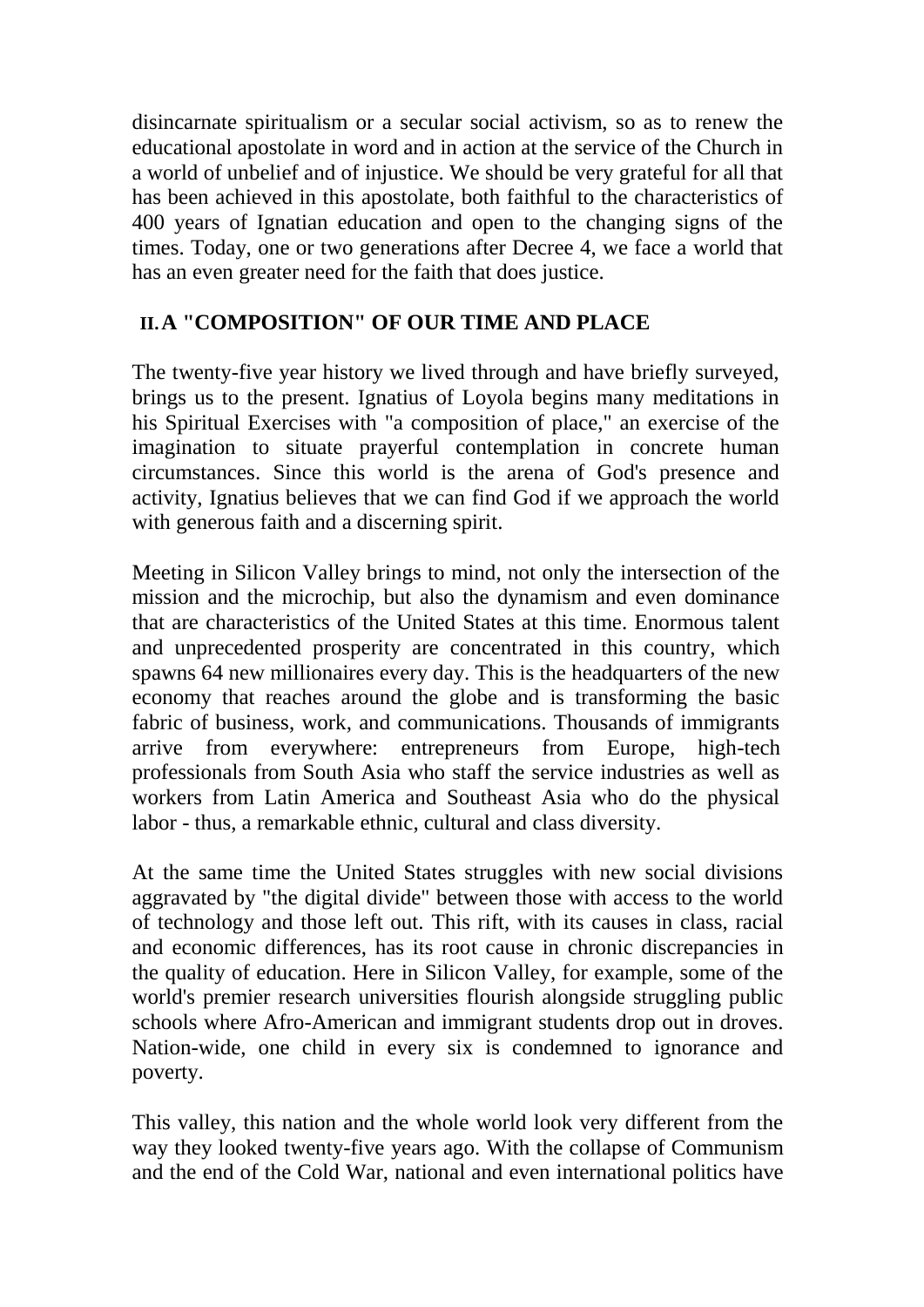disincarnate spiritualism or a secular social activism, so as to renew the educational apostolate in word and in action at the service of the Church in a world of unbelief and of injustice. We should be very grateful for all that has been achieved in this apostolate, both faithful to the characteristics of 400 years of Ignatian education and open to the changing signs of the times. Today, one or two generations after Decree 4, we face a world that has an even greater need for the faith that does justice.

## II. A "COMPOSITION" OF OUR TIME AND PLACE

The twenty-five year history we lived through and have briefly surveyed, brings us to the present. Ignatius of Loyola begins many meditations in his Spiritual Exercises with "a composition of place," an exercise of the imagination to situate prayerful contemplation in concrete human circumstances. Since this world is the arena of God's presence and activity, Ignatius believes that we can find God if we approach the world with generous faith and a discerning spirit.

Meeting in Silicon Valley brings to mind, not only the intersection of the mission and the microchip, but also the dynamism and even dominance that are characteristics of the United States at this time. Enormous talent and unprecedented prosperity are concentrated in this country, which spawns 64 new millionaires every day. This is the headquarters of the new economy that reaches around the globe and is transforming the basic fabric of business, work, and communications. Thousands of immigrants arrive from everywhere: entrepreneurs from Europe, high-tech professionals from South Asia who staff the service industries as well as workers from Latin America and Southeast Asia who do the physical labor - thus, a remarkable ethnic, cultural and class diversity.

At the same time the United States struggles with new social divisions aggravated by "the digital divide" between those with access to the world of technology and those left out. This rift, with its causes in class, racial and economic differences, has its root cause in chronic discrepancies in the quality of education. Here in Silicon Valley, for example, some of the world's premier research universities flourish alongside struggling public schools where Afro-American and immigrant students drop out in droves. Nation-wide, one child in every six is condemned to ignorance and poverty.

This valley, this nation and the whole world look very different from the way they looked twenty-five years ago. With the collapse of Communism and the end of the Cold War, national and even international politics have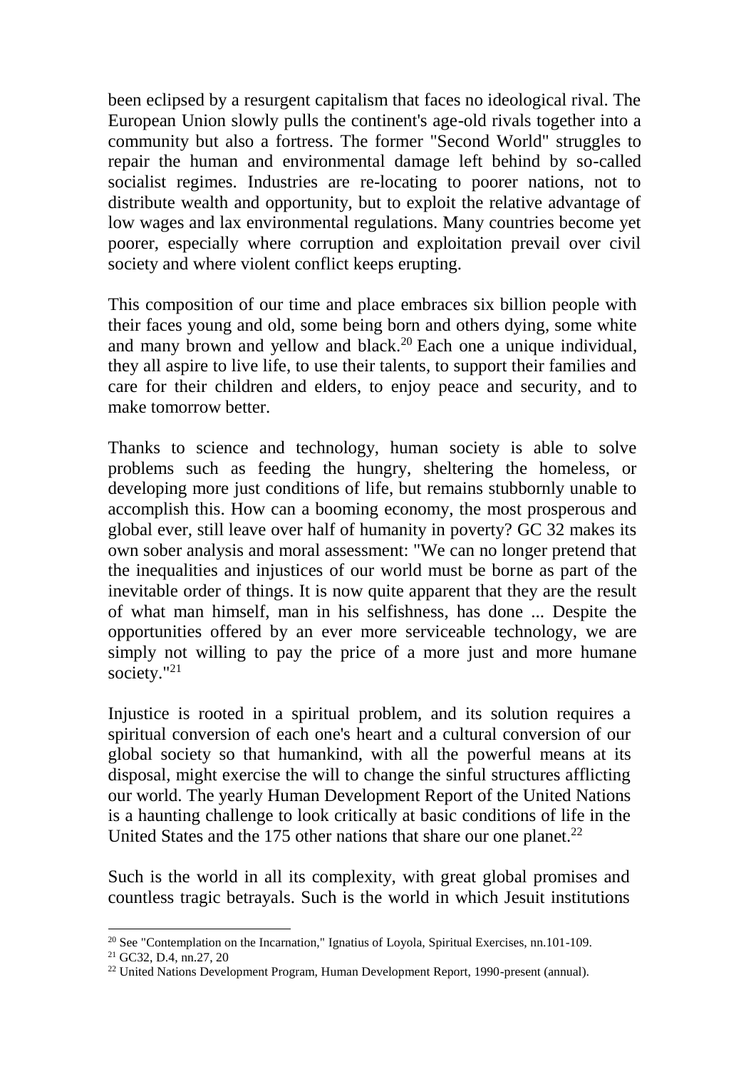been eclipsed by a resurgent capitalism that faces no ideological rival. The European Union slowly pulls the continent's age-old rivals together into a community but also a fortress. The former "Second World" struggles to repair the human and environmental damage left behind by so-called socialist regimes. Industries are re-locating to poorer nations, not to distribute wealth and opportunity, but to exploit the relative advantage of low wages and lax environmental regulations. Many countries become yet poorer, especially where corruption and exploitation prevail over civil society and where violent conflict keeps erupting.

This composition of our time and place embraces six billion people with their faces young and old, some being born and others dying, some white and many brown and yellow and black.[20] Each one a unique individual, they all aspire to live life, to use their talents, to support their families and care for their children and elders, to enjoy peace and security, and to make tomorrow better.

Thanks to science and technology, human society is able to solve problems such as feeding the hungry, sheltering the homeless, or developing more just conditions of life, but remains stubbornly unable to accomplish this. How can a booming economy, the most prosperous and global ever, still leave over half of humanity in poverty? GC 32 makes its own sober analysis and moral assessment: "We can no longer pretend that the inequalities and injustices of our world must be borne as part of the inevitable order of things. It is now quite apparent that they are the result of what man himself, man in his selfishness, has done ... Despite the opportunities offered by an ever more serviceable technology, we are simply not willing to pay the price of a more just and more humane society."[21]

Injustice is rooted in a spiritual problem, and its solution requires a spiritual conversion of each one's heart and a cultural conversion of our global society so that humankind, with all the powerful means at its disposal, might exercise the will to change the sinful structures afflicting our world. The yearly Human Development Report of the United Nations is a haunting challenge to look critically at basic conditions of life in the United States and the 175 other nations that share our one planet.[22]

Such is the world in all its complexity, with great global promises and countless tragic betrayals. Such is the world in which Jesuit institutions

---

[20] See "Contemplation on the Incarnation," Ignatius of Loyola, Spiritual Exercises, nn.101-109.

[21] GC32, D.4, nn.27, 20

[22] United Nations Development Program, Human Development Report, 1990-present (annual).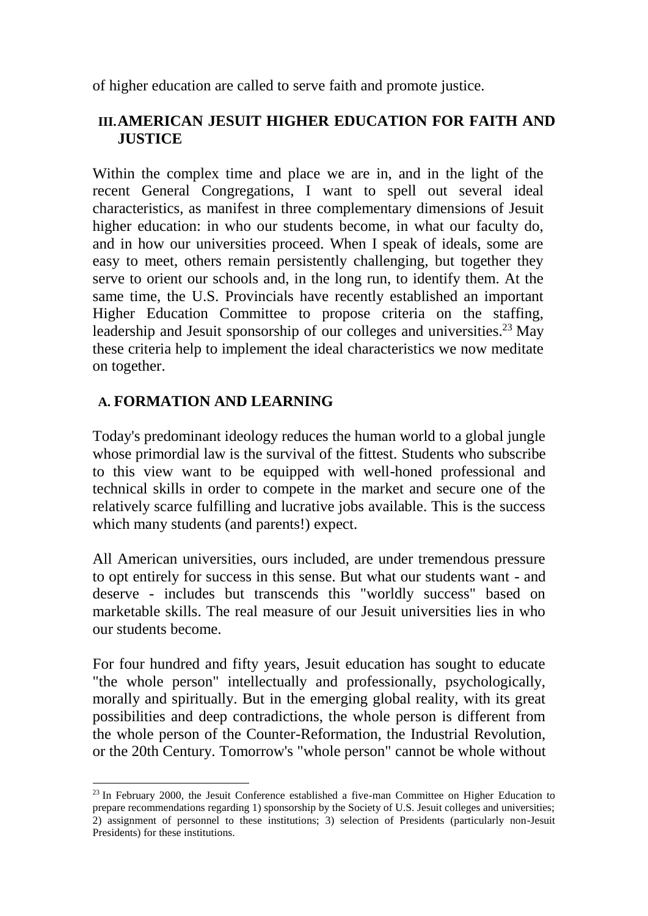of higher education are called to serve faith and promote justice.

## III. AMERICAN JESUIT HIGHER EDUCATION FOR FAITH AND JUSTICE

Within the complex time and place we are in, and in the light of the recent General Congregations, I want to spell out several ideal characteristics, as manifest in three complementary dimensions of Jesuit higher education: in who our students become, in what our faculty do, and in how our universities proceed. When I speak of ideals, some are easy to meet, others remain persistently challenging, but together they serve to orient our schools and, in the long run, to identify them. At the same time, the U.S. Provincials have recently established an important Higher Education Committee to propose criteria on the staffing, leadership and Jesuit sponsorship of our colleges and universities.[23] May these criteria help to implement the ideal characteristics we now meditate on together.

### A. FORMATION AND LEARNING

Today's predominant ideology reduces the human world to a global jungle whose primordial law is the survival of the fittest. Students who subscribe to this view want to be equipped with well-honed professional and technical skills in order to compete in the market and secure one of the relatively scarce fulfilling and lucrative jobs available. This is the success which many students (and parents!) expect.

All American universities, ours included, are under tremendous pressure to opt entirely for success in this sense. But what our students want - and deserve - includes but transcends this "worldly success" based on marketable skills. The real measure of our Jesuit universities lies in who our students become.

For four hundred and fifty years, Jesuit education has sought to educate "the whole person" intellectually and professionally, psychologically, morally and spiritually. But in the emerging global reality, with its great possibilities and deep contradictions, the whole person is different from the whole person of the Counter-Reformation, the Industrial Revolution, or the 20th Century. Tomorrow's "whole person" cannot be whole without

[23] In February 2000, the Jesuit Conference established a five-man Committee on Higher Education to prepare recommendations regarding 1) sponsorship by the Society of U.S. Jesuit colleges and universities; 2) assignment of personnel to these institutions; 3) selection of Presidents (particularly non-Jesuit Presidents) for these institutions.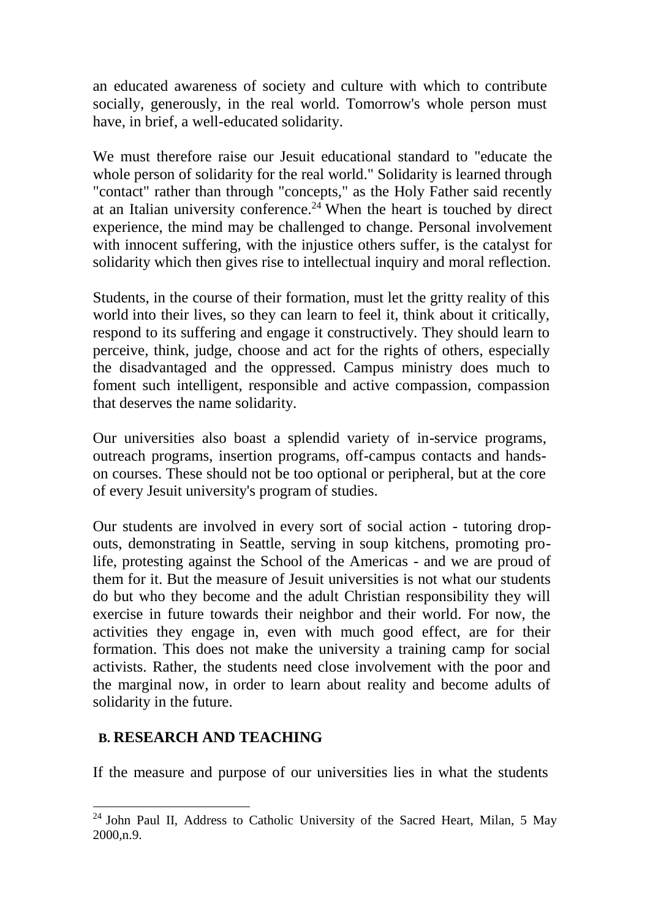an educated awareness of society and culture with which to contribute socially, generously, in the real world. Tomorrow's whole person must have, in brief, a well-educated solidarity.

We must therefore raise our Jesuit educational standard to "educate the whole person of solidarity for the real world." Solidarity is learned through "contact" rather than through "concepts," as the Holy Father said recently at an Italian university conference.[24] When the heart is touched by direct experience, the mind may be challenged to change. Personal involvement with innocent suffering, with the injustice others suffer, is the catalyst for solidarity which then gives rise to intellectual inquiry and moral reflection.

Students, in the course of their formation, must let the gritty reality of this world into their lives, so they can learn to feel it, think about it critically, respond to its suffering and engage it constructively. They should learn to perceive, think, judge, choose and act for the rights of others, especially the disadvantaged and the oppressed. Campus ministry does much to foment such intelligent, responsible and active compassion, compassion that deserves the name solidarity.

Our universities also boast a splendid variety of in-service programs, outreach programs, insertion programs, off-campus contacts and hands-on courses. These should not be too optional or peripheral, but at the core of every Jesuit university's program of studies.

Our students are involved in every sort of social action - tutoring drop-outs, demonstrating in Seattle, serving in soup kitchens, promoting pro-life, protesting against the School of the Americas - and we are proud of them for it. But the measure of Jesuit universities is not what our students do but who they become and the adult Christian responsibility they will exercise in future towards their neighbor and their world. For now, the activities they engage in, even with much good effect, are for their formation. This does not make the university a training camp for social activists. Rather, the students need close involvement with the poor and the marginal now, in order to learn about reality and become adults of solidarity in the future.

## B. RESEARCH AND TEACHING

If the measure and purpose of our universities lies in what the students

---

[24] John Paul II, Address to Catholic University of the Sacred Heart, Milan, 5 May 2000,n.9.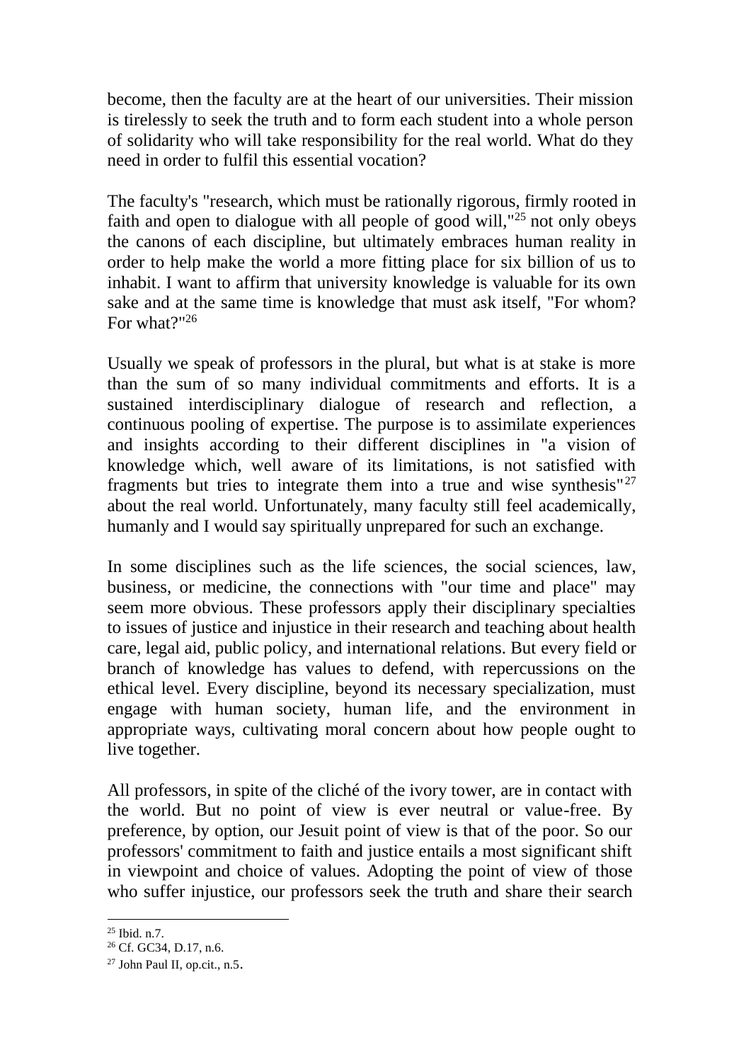become, then the faculty are at the heart of our universities. Their mission is tirelessly to seek the truth and to form each student into a whole person of solidarity who will take responsibility for the real world. What do they need in order to fulfil this essential vocation?

The faculty's "research, which must be rationally rigorous, firmly rooted in faith and open to dialogue with all people of good will,"[25] not only obeys the canons of each discipline, but ultimately embraces human reality in order to help make the world a more fitting place for six billion of us to inhabit. I want to affirm that university knowledge is valuable for its own sake and at the same time is knowledge that must ask itself, "For whom? For what?"[26]

Usually we speak of professors in the plural, but what is at stake is more than the sum of so many individual commitments and efforts. It is a sustained interdisciplinary dialogue of research and reflection, a continuous pooling of expertise. The purpose is to assimilate experiences and insights according to their different disciplines in "a vision of knowledge which, well aware of its limitations, is not satisfied with fragments but tries to integrate them into a true and wise synthesis"[27] about the real world. Unfortunately, many faculty still feel academically, humanly and I would say spiritually unprepared for such an exchange.

In some disciplines such as the life sciences, the social sciences, law, business, or medicine, the connections with "our time and place" may seem more obvious. These professors apply their disciplinary specialties to issues of justice and injustice in their research and teaching about health care, legal aid, public policy, and international relations. But every field or branch of knowledge has values to defend, with repercussions on the ethical level. Every discipline, beyond its necessary specialization, must engage with human society, human life, and the environment in appropriate ways, cultivating moral concern about how people ought to live together.

All professors, in spite of the cliché of the ivory tower, are in contact with the world. But no point of view is ever neutral or value-free. By preference, by option, our Jesuit point of view is that of the poor. So our professors' commitment to faith and justice entails a most significant shift in viewpoint and choice of values. Adopting the point of view of those who suffer injustice, our professors seek the truth and share their search

[25] Ibid. n.7.

[26] Cf. GC34, D.17, n.6.

[27] John Paul II, op.cit., n.5.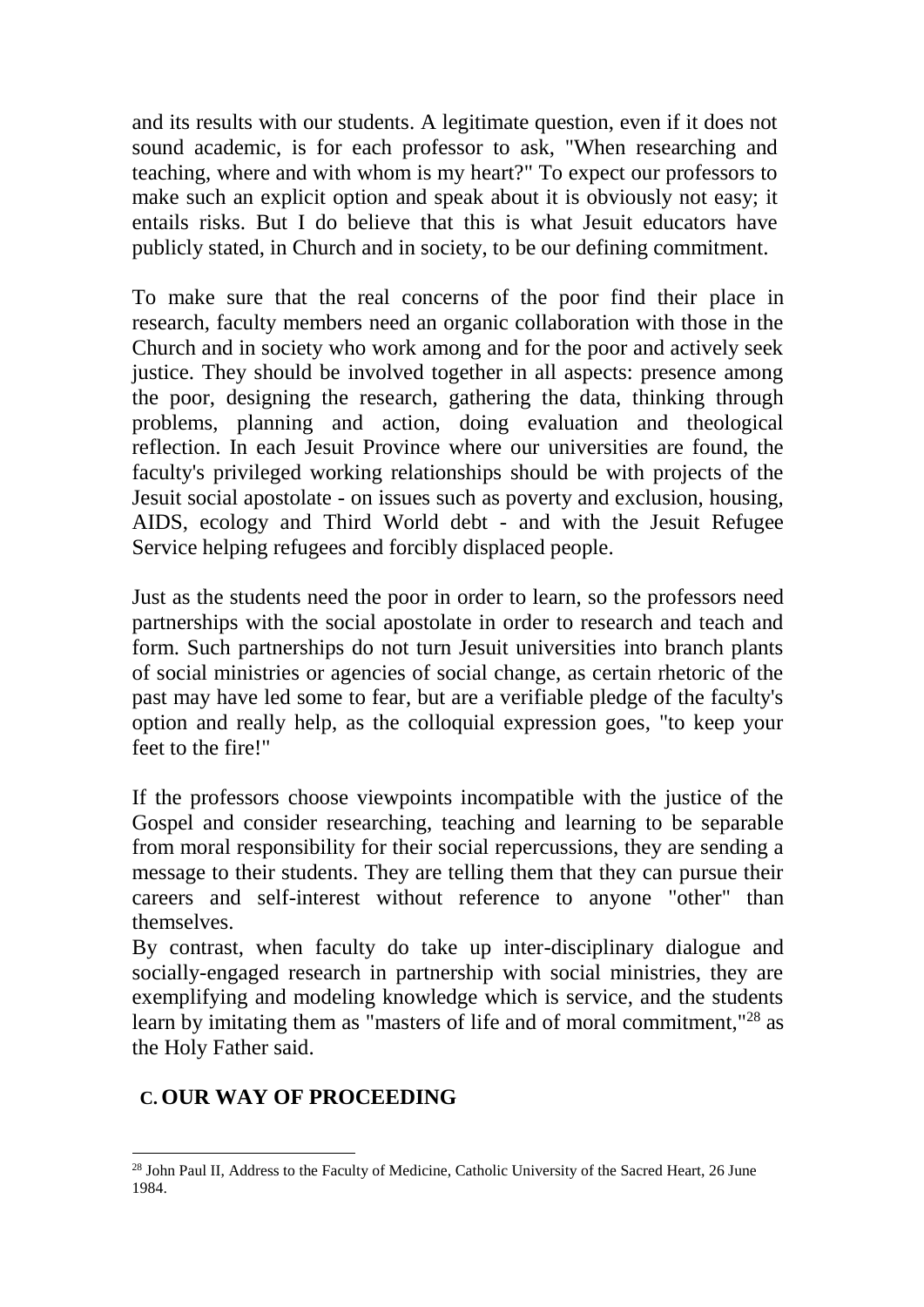and its results with our students. A legitimate question, even if it does not sound academic, is for each professor to ask, "When researching and teaching, where and with whom is my heart?" To expect our professors to make such an explicit option and speak about it is obviously not easy; it entails risks. But I do believe that this is what Jesuit educators have publicly stated, in Church and in society, to be our defining commitment.

To make sure that the real concerns of the poor find their place in research, faculty members need an organic collaboration with those in the Church and in society who work among and for the poor and actively seek justice. They should be involved together in all aspects: presence among the poor, designing the research, gathering the data, thinking through problems, planning and action, doing evaluation and theological reflection. In each Jesuit Province where our universities are found, the faculty's privileged working relationships should be with projects of the Jesuit social apostolate - on issues such as poverty and exclusion, housing, AIDS, ecology and Third World debt - and with the Jesuit Refugee Service helping refugees and forcibly displaced people.

Just as the students need the poor in order to learn, so the professors need partnerships with the social apostolate in order to research and teach and form. Such partnerships do not turn Jesuit universities into branch plants of social ministries or agencies of social change, as certain rhetoric of the past may have led some to fear, but are a verifiable pledge of the faculty's option and really help, as the colloquial expression goes, "to keep your feet to the fire!"

If the professors choose viewpoints incompatible with the justice of the Gospel and consider researching, teaching and learning to be separable from moral responsibility for their social repercussions, they are sending a message to their students. They are telling them that they can pursue their careers and self-interest without reference to anyone "other" than themselves.

By contrast, when faculty do take up inter-disciplinary dialogue and socially-engaged research in partnership with social ministries, they are exemplifying and modeling knowledge which is service, and the students learn by imitating them as "masters of life and of moral commitment,"[28] as the Holy Father said.

## C. OUR WAY OF PROCEEDING

[28] John Paul II, Address to the Faculty of Medicine, Catholic University of the Sacred Heart, 26 June 1984.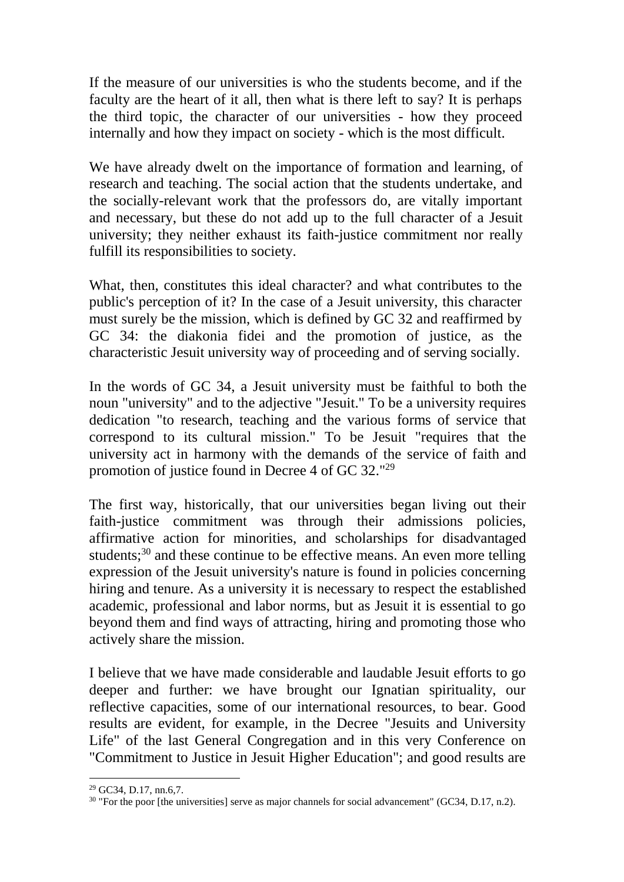If the measure of our universities is who the students become, and if the faculty are the heart of it all, then what is there left to say? It is perhaps the third topic, the character of our universities - how they proceed internally and how they impact on society - which is the most difficult.

We have already dwelt on the importance of formation and learning, of research and teaching. The social action that the students undertake, and the socially-relevant work that the professors do, are vitally important and necessary, but these do not add up to the full character of a Jesuit university; they neither exhaust its faith-justice commitment nor really fulfill its responsibilities to society.

What, then, constitutes this ideal character? and what contributes to the public's perception of it? In the case of a Jesuit university, this character must surely be the mission, which is defined by GC 32 and reaffirmed by GC 34: the diakonia fidei and the promotion of justice, as the characteristic Jesuit university way of proceeding and of serving socially.

In the words of GC 34, a Jesuit university must be faithful to both the noun "university" and to the adjective "Jesuit." To be a university requires dedication "to research, teaching and the various forms of service that correspond to its cultural mission." To be Jesuit "requires that the university act in harmony with the demands of the service of faith and promotion of justice found in Decree 4 of GC 32."[29]

The first way, historically, that our universities began living out their faith-justice commitment was through their admissions policies, affirmative action for minorities, and scholarships for disadvantaged students;[30] and these continue to be effective means. An even more telling expression of the Jesuit university's nature is found in policies concerning hiring and tenure. As a university it is necessary to respect the established academic, professional and labor norms, but as Jesuit it is essential to go beyond them and find ways of attracting, hiring and promoting those who actively share the mission.

I believe that we have made considerable and laudable Jesuit efforts to go deeper and further: we have brought our Ignatian spirituality, our reflective capacities, some of our international resources, to bear. Good results are evident, for example, in the Decree "Jesuits and University Life" of the last General Congregation and in this very Conference on "Commitment to Justice in Jesuit Higher Education"; and good results are

---

[29] GC34, D.17, nn.6,7.

[30] "For the poor [the universities] serve as major channels for social advancement" (GC34, D.17, n.2).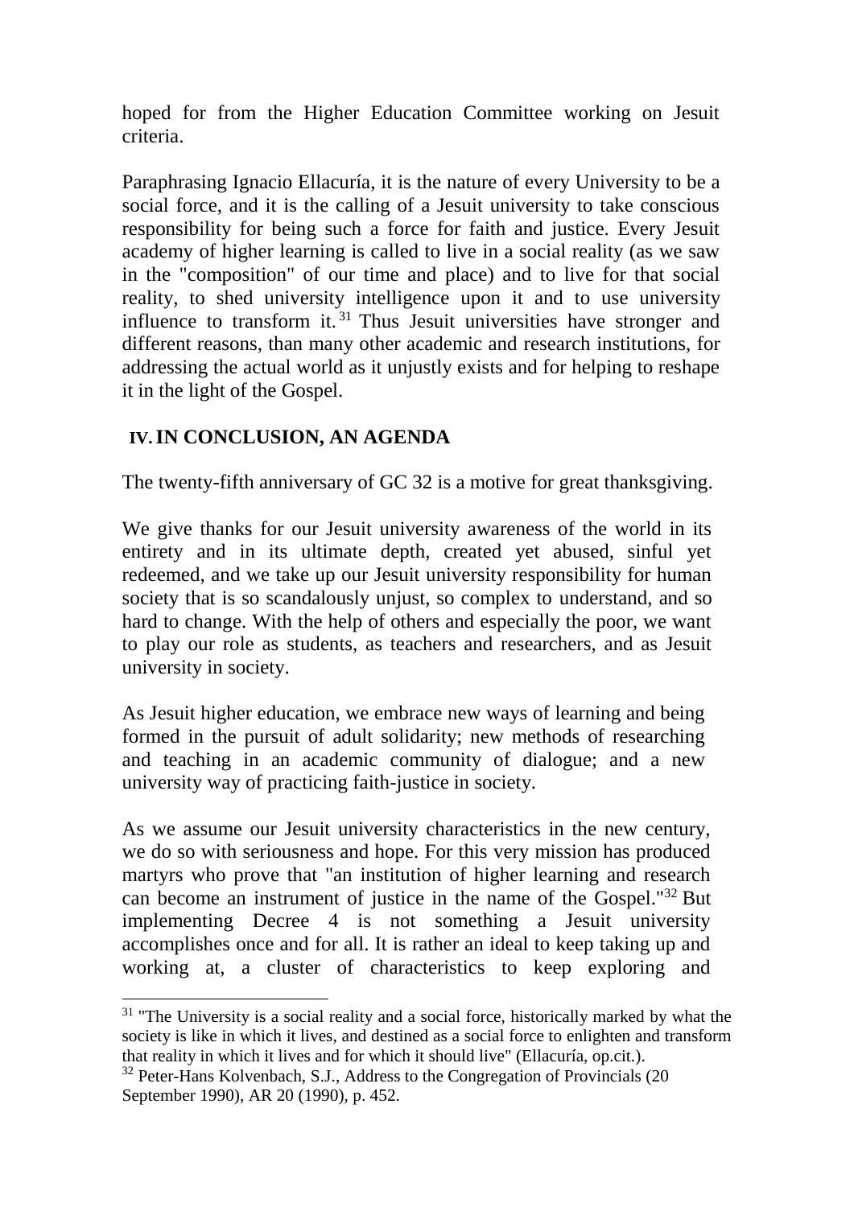hoped for from the Higher Education Committee working on Jesuit criteria.

Paraphrasing Ignacio Ellacuría, it is the nature of every University to be a social force, and it is the calling of a Jesuit university to take conscious responsibility for being such a force for faith and justice. Every Jesuit academy of higher learning is called to live in a social reality (as we saw in the "composition" of our time and place) and to live for that social reality, to shed university intelligence upon it and to use university influence to transform it.[31] Thus Jesuit universities have stronger and different reasons, than many other academic and research institutions, for addressing the actual world as it unjustly exists and for helping to reshape it in the light of the Gospel.

## IV. IN CONCLUSION, AN AGENDA

The twenty-fifth anniversary of GC 32 is a motive for great thanksgiving.

We give thanks for our Jesuit university awareness of the world in its entirety and in its ultimate depth, created yet abused, sinful yet redeemed, and we take up our Jesuit university responsibility for human society that is so scandalously unjust, so complex to understand, and so hard to change. With the help of others and especially the poor, we want to play our role as students, as teachers and researchers, and as Jesuit university in society.

As Jesuit higher education, we embrace new ways of learning and being formed in the pursuit of adult solidarity; new methods of researching and teaching in an academic community of dialogue; and a new university way of practicing faith-justice in society.

As we assume our Jesuit university characteristics in the new century, we do so with seriousness and hope. For this very mission has produced martyrs who prove that "an institution of higher learning and research can become an instrument of justice in the name of the Gospel."[32] But implementing Decree 4 is not something a Jesuit university accomplishes once and for all. It is rather an ideal to keep taking up and working at, a cluster of characteristics to keep exploring and

---

[31] "The University is a social reality and a social force, historically marked by what the society is like in which it lives, and destined as a social force to enlighten and transform that reality in which it lives and for which it should live" (Ellacuría, op.cit.).

[32] Peter-Hans Kolvenbach, S.J., Address to the Congregation of Provincials (20 September 1990), AR 20 (1990), p. 452.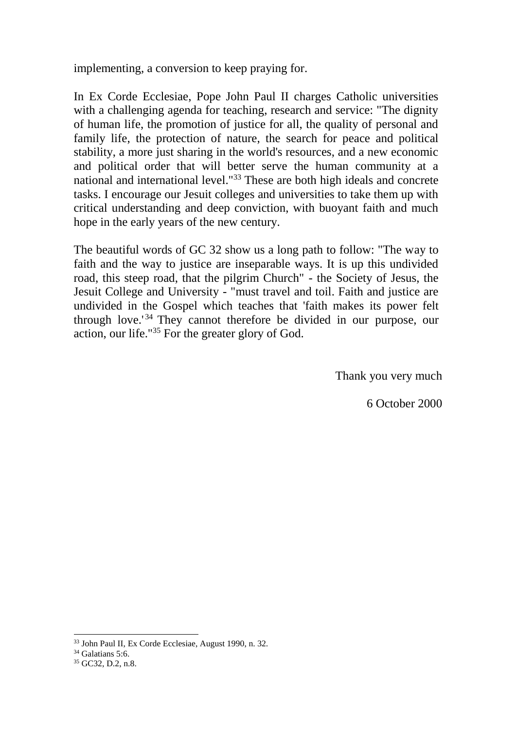implementing, a conversion to keep praying for.

In Ex Corde Ecclesiae, Pope John Paul II charges Catholic universities with a challenging agenda for teaching, research and service: "The dignity of human life, the promotion of justice for all, the quality of personal and family life, the protection of nature, the search for peace and political stability, a more just sharing in the world's resources, and a new economic and political order that will better serve the human community at a national and international level."[33] These are both high ideals and concrete tasks. I encourage our Jesuit colleges and universities to take them up with critical understanding and deep conviction, with buoyant faith and much hope in the early years of the new century.

The beautiful words of GC 32 show us a long path to follow: "The way to faith and the way to justice are inseparable ways. It is up this undivided road, this steep road, that the pilgrim Church" - the Society of Jesus, the Jesuit College and University - "must travel and toil. Faith and justice are undivided in the Gospel which teaches that 'faith makes its power felt through love.'[34] They cannot therefore be divided in our purpose, our action, our life."[35] For the greater glory of God.

Thank you very much

6 October 2000

---

[33] John Paul II, Ex Corde Ecclesiae, August 1990, n. 32.

[34] Galatians 5:6.

[35] GC32, D.2, n.8.